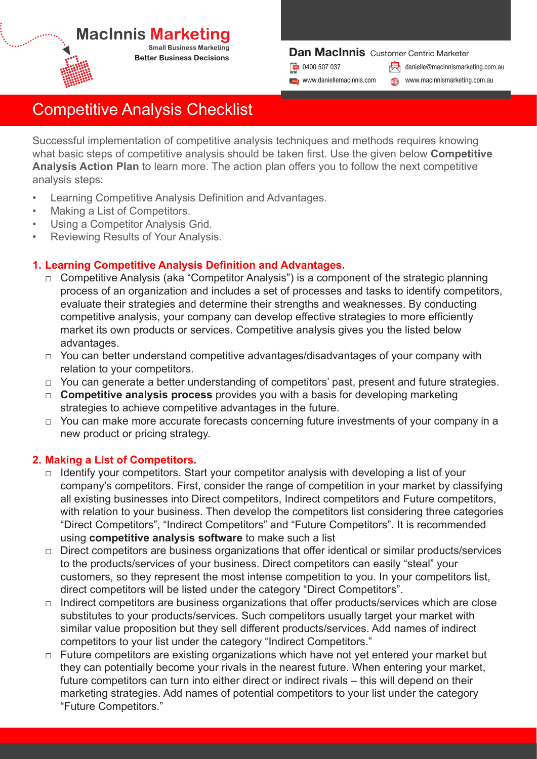MacInnis Marketing

Small Business Marketing

Better Business Decisions

**Dan MacInnis** Customer Centric Marketer

0400 507 037

danielle@macinnismarketing.com.au

www.daniellemacinnis.com

www.macinnismarketing.com.au

# Competitive Analysis Checklist

Successful implementation of competitive analysis techniques and methods requires knowing what basic steps of competitive analysis should be taken first. Use the given below **Competitive Analysis Action Plan** to learn more. The action plan offers you to follow the next competitive analysis steps:

- Learning Competitive Analysis Definition and Advantages.
- Making a List of Competitors.
- Using a Competitor Analysis Grid.
- Reviewing Results of Your Analysis.

## 1. Learning Competitive Analysis Definition and Advantages.

- Competitive Analysis (aka "Competitor Analysis") is a component of the strategic planning process of an organization and includes a set of processes and tasks to identify competitors, evaluate their strategies and determine their strengths and weaknesses. By conducting competitive analysis, your company can develop effective strategies to more efficiently market its own products or services. Competitive analysis gives you the listed below advantages.
- You can better understand competitive advantages/disadvantages of your company with relation to your competitors.
- You can generate a better understanding of competitors' past, present and future strategies.
- **Competitive analysis process** provides you with a basis for developing marketing strategies to achieve competitive advantages in the future.
- You can make more accurate forecasts concerning future investments of your company in a new product or pricing strategy.

## 2. Making a List of Competitors.

- Identify your competitors. Start your competitor analysis with developing a list of your company's competitors. First, consider the range of competition in your market by classifying all existing businesses into Direct competitors, Indirect competitors and Future competitors, with relation to your business. Then develop the competitors list considering three categories "Direct Competitors", "Indirect Competitors" and "Future Competitors". It is recommended using **competitive analysis software** to make such a list
- Direct competitors are business organizations that offer identical or similar products/services to the products/services of your business. Direct competitors can easily "steal" your customers, so they represent the most intense competition to you. In your competitors list, direct competitors will be listed under the category "Direct Competitors".
- Indirect competitors are business organizations that offer products/services which are close substitutes to your products/services. Such competitors usually target your market with similar value proposition but they sell different products/services. Add names of indirect competitors to your list under the category "Indirect Competitors."
- Future competitors are existing organizations which have not yet entered your market but they can potentially become your rivals in the nearest future. When entering your market, future competitors can turn into either direct or indirect rivals – this will depend on their marketing strategies. Add names of potential competitors to your list under the category "Future Competitors."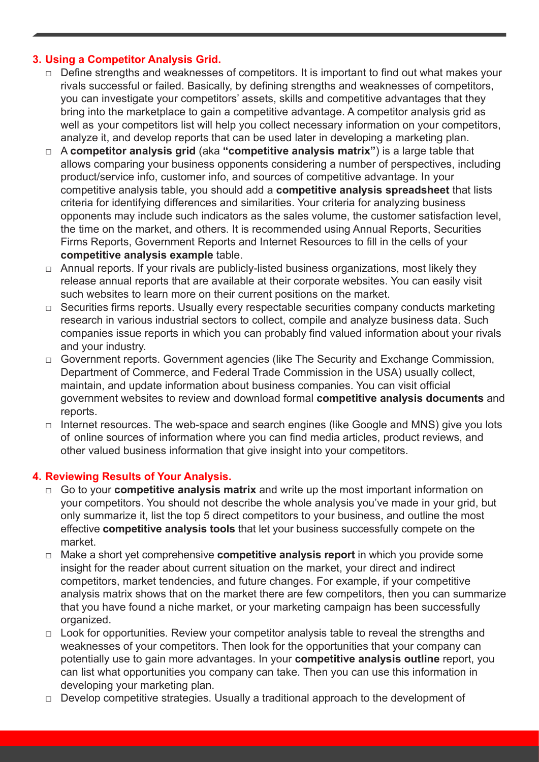### 3. Using a Competitor Analysis Grid.

- Define strengths and weaknesses of competitors. It is important to find out what makes your rivals successful or failed. Basically, by defining strengths and weaknesses of competitors, you can investigate your competitors' assets, skills and competitive advantages that they bring into the marketplace to gain a competitive advantage. A competitor analysis grid as well as your competitors list will help you collect necessary information on your competitors, analyze it, and develop reports that can be used later in developing a marketing plan.
- A **competitor analysis grid** (aka **"competitive analysis matrix"**) is a large table that allows comparing your business opponents considering a number of perspectives, including product/service info, customer info, and sources of competitive advantage. In your competitive analysis table, you should add a **competitive analysis spreadsheet** that lists criteria for identifying differences and similarities. Your criteria for analyzing business opponents may include such indicators as the sales volume, the customer satisfaction level, the time on the market, and others. It is recommended using Annual Reports, Securities Firms Reports, Government Reports and Internet Resources to fill in the cells of your **competitive analysis example** table.
- Annual reports. If your rivals are publicly-listed business organizations, most likely they release annual reports that are available at their corporate websites. You can easily visit such websites to learn more on their current positions on the market.
- Securities firms reports. Usually every respectable securities company conducts marketing research in various industrial sectors to collect, compile and analyze business data. Such companies issue reports in which you can probably find valued information about your rivals and your industry.
- Government reports. Government agencies (like The Security and Exchange Commission, Department of Commerce, and Federal Trade Commission in the USA) usually collect, maintain, and update information about business companies. You can visit official government websites to review and download formal **competitive analysis documents** and reports.
- Internet resources. The web-space and search engines (like Google and MNS) give you lots of online sources of information where you can find media articles, product reviews, and other valued business information that give insight into your competitors.

### 4. Reviewing Results of Your Analysis.

- Go to your **competitive analysis matrix** and write up the most important information on your competitors. You should not describe the whole analysis you've made in your grid, but only summarize it, list the top 5 direct competitors to your business, and outline the most effective **competitive analysis tools** that let your business successfully compete on the market.
- Make a short yet comprehensive **competitive analysis report** in which you provide some insight for the reader about current situation on the market, your direct and indirect competitors, market tendencies, and future changes. For example, if your competitive analysis matrix shows that on the market there are few competitors, then you can summarize that you have found a niche market, or your marketing campaign has been successfully organized.
- Look for opportunities. Review your competitor analysis table to reveal the strengths and weaknesses of your competitors. Then look for the opportunities that your company can potentially use to gain more advantages. In your **competitive analysis outline** report, you can list what opportunities you company can take. Then you can use this information in developing your marketing plan.
- Develop competitive strategies. Usually a traditional approach to the development of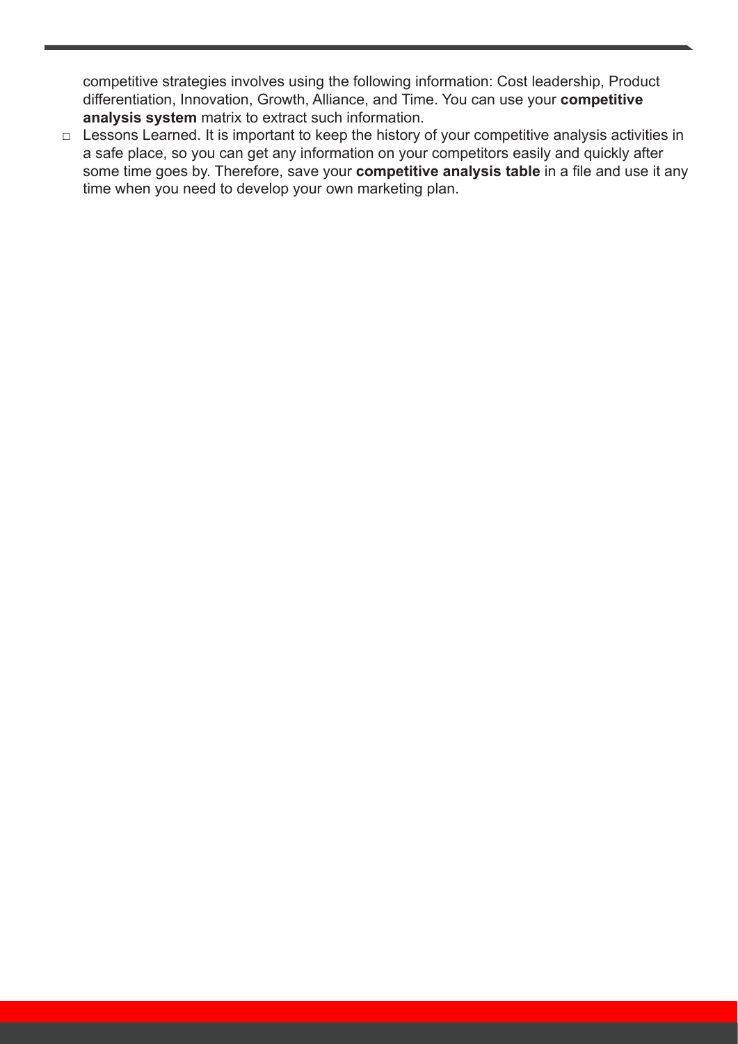competitive strategies involves using the following information: Cost leadership, Product differentiation, Innovation, Growth, Alliance, and Time. You can use your **competitive analysis system** matrix to extract such information.

- Lessons Learned. It is important to keep the history of your competitive analysis activities in a safe place, so you can get any information on your competitors easily and quickly after some time goes by. Therefore, save your **competitive analysis table** in a file and use it any time when you need to develop your own marketing plan.